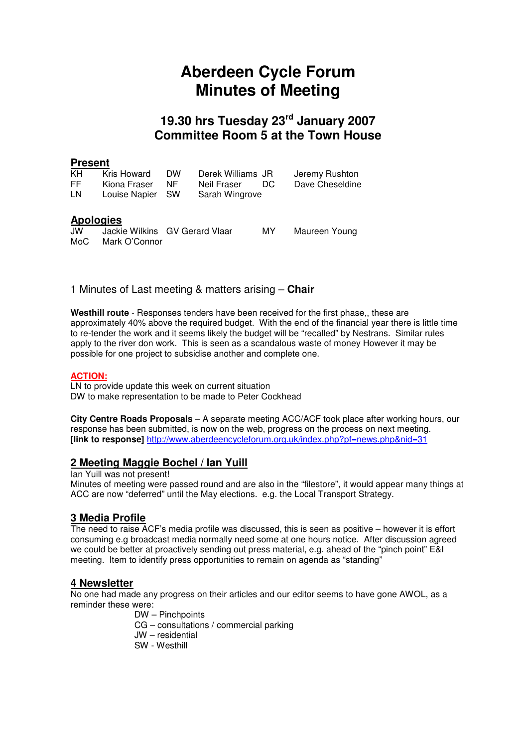# Aberdeen Cycle Forum
# Minutes of Meeting

## 19.30 hrs Tuesday 23rd January 2007
## Committee Room 5 at the Town House

### Present

| | | | | | |
|---|---|---|---|---|---|
| KH | Kris Howard | DW | Derek Williams | JR | Jeremy Rushton |
| FF | Kiona Fraser | NF | Neil Fraser | DC | Dave Cheseldine |
| LN | Louise Napier | SW | Sarah Wingrove | | |

### Apologies

| | | | | |
|---|---|---|---|---|
| JW | Jackie Wilkins | GV Gerard Vlaar | MY | Maureen Young |
| MoC | Mark O'Connor | | | |

1 Minutes of Last meeting & matters arising – **Chair**

**Westhill route** - Responses tenders have been received for the first phase,, these are approximately 40% above the required budget. With the end of the financial year there is little time to re-tender the work and it seems likely the budget will be "recalled" by Nestrans. Similar rules apply to the river don work. This is seen as a scandalous waste of money However it may be possible for one project to subsidise another and complete one.

**ACTION:**
LN to provide update this week on current situation
DW to make representation to be made to Peter Cockhead

**City Centre Roads Proposals** – A separate meeting ACC/ACF took place after working hours, our response has been submitted, is now on the web, progress on the process on next meeting.
**[link to response]** http://www.aberdeencycleforum.org.uk/index.php?pf=news.php&nid=31

### 2 Meeting Maggie Bochel / Ian Yuill

Ian Yuill was not present!
Minutes of meeting were passed round and are also in the "filestore", it would appear many things at ACC are now "deferred" until the May elections. e.g. the Local Transport Strategy.

### 3 Media Profile

The need to raise ACF's media profile was discussed, this is seen as positive – however it is effort consuming e.g broadcast media normally need some at one hours notice. After discussion agreed we could be better at proactively sending out press material, e.g. ahead of the "pinch point" E&I meeting. Item to identify press opportunities to remain on agenda as "standing"

### 4 Newsletter

No one had made any progress on their articles and our editor seems to have gone AWOL, as a reminder these were:

DW – Pinchpoints
CG – consultations / commercial parking
JW – residential
SW - Westhill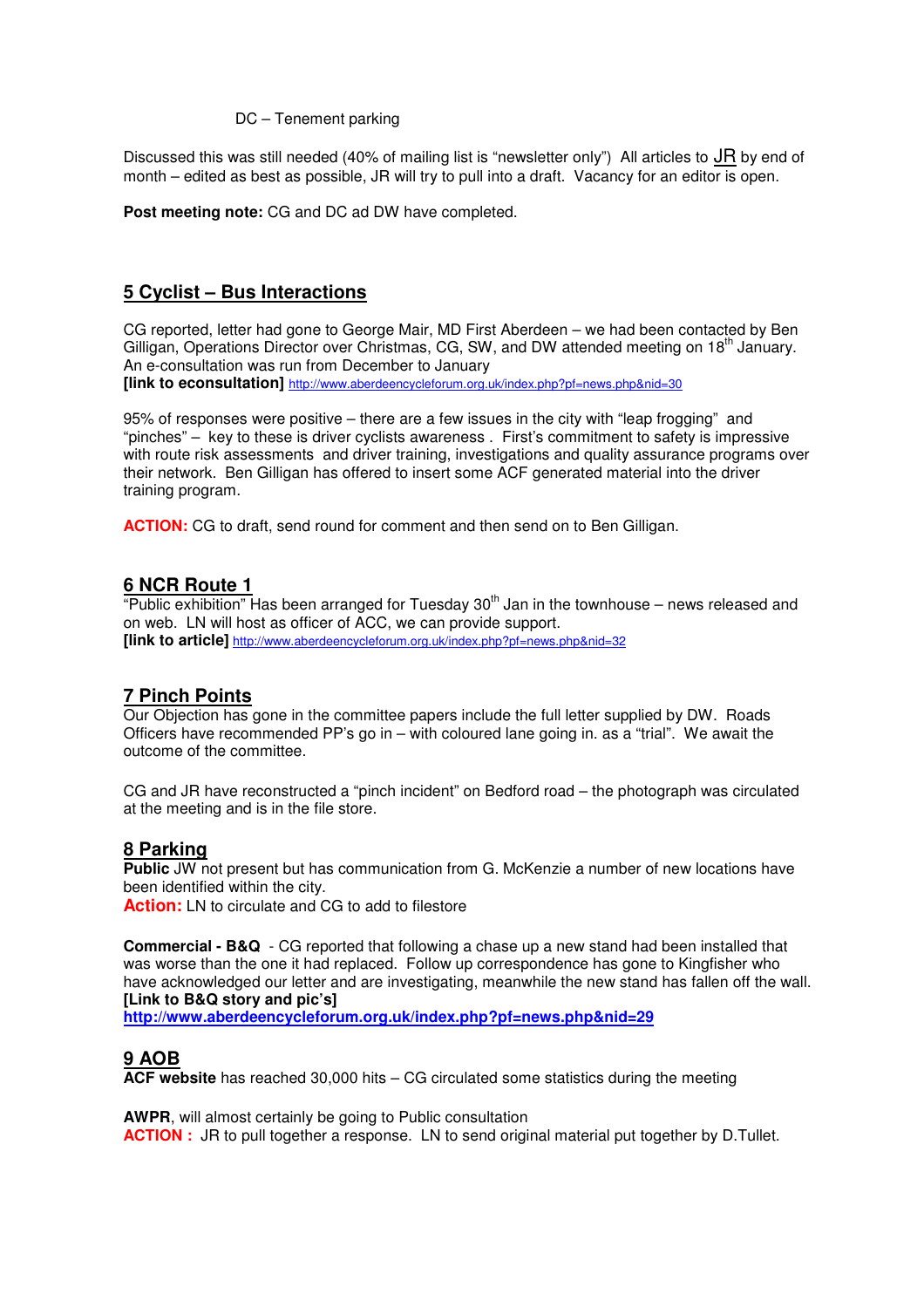DC – Tenement parking

Discussed this was still needed (40% of mailing list is "newsletter only") All articles to JR by end of month – edited as best as possible, JR will try to pull into a draft. Vacancy for an editor is open.

**Post meeting note:** CG and DC ad DW have completed.

## 5 Cyclist – Bus Interactions

CG reported, letter had gone to George Mair, MD First Aberdeen – we had been contacted by Ben Gilligan, Operations Director over Christmas, CG, SW, and DW attended meeting on 18th January. An e-consultation was run from December to January
**[link to econsultation]** http://www.aberdeencycleforum.org.uk/index.php?pf=news.php&nid=30

95% of responses were positive – there are a few issues in the city with "leap frogging" and "pinches" – key to these is driver cyclists awareness . First's commitment to safety is impressive with route risk assessments and driver training, investigations and quality assurance programs over their network. Ben Gilligan has offered to insert some ACF generated material into the driver training program.

**ACTION:** CG to draft, send round for comment and then send on to Ben Gilligan.

## 6 NCR Route 1

"Public exhibition" Has been arranged for Tuesday 30th Jan in the townhouse – news released and on web. LN will host as officer of ACC, we can provide support.
**[link to article]** http://www.aberdeencycleforum.org.uk/index.php?pf=news.php&nid=32

## 7 Pinch Points

Our Objection has gone in the committee papers include the full letter supplied by DW. Roads Officers have recommended PP's go in – with coloured lane going in. as a "trial". We await the outcome of the committee.

CG and JR have reconstructed a "pinch incident" on Bedford road – the photograph was circulated at the meeting and is in the file store.

## 8 Parking

**Public** JW not present but has communication from G. McKenzie a number of new locations have been identified within the city.
**Action:** LN to circulate and CG to add to filestore

**Commercial - B&Q** - CG reported that following a chase up a new stand had been installed that was worse than the one it had replaced. Follow up correspondence has gone to Kingfisher who have acknowledged our letter and are investigating, meanwhile the new stand has fallen off the wall.
**[Link to B&Q story and pic's]**
**http://www.aberdeencycleforum.org.uk/index.php?pf=news.php&nid=29**

## 9 AOB

**ACF website** has reached 30,000 hits – CG circulated some statistics during the meeting

**AWPR**, will almost certainly be going to Public consultation
**ACTION :** JR to pull together a response. LN to send original material put together by D.Tullet.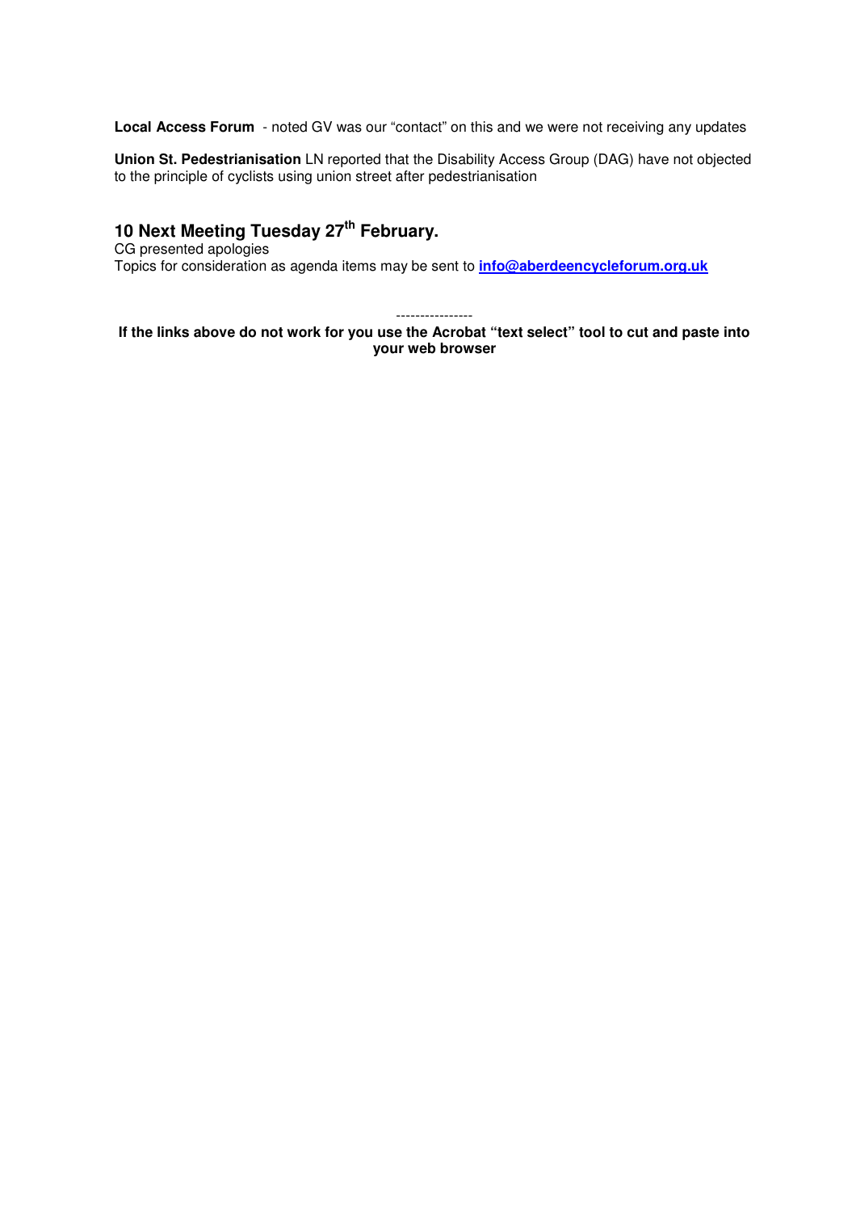**Local Access Forum** - noted GV was our "contact" on this and we were not receiving any updates

**Union St. Pedestrianisation** LN reported that the Disability Access Group (DAG) have not objected to the principle of cyclists using union street after pedestrianisation

## 10 Next Meeting Tuesday 27th February.

CG presented apologies
Topics for consideration as agenda items may be sent to **info@aberdeencycleforum.org.uk**

----------------

**If the links above do not work for you use the Acrobat "text select" tool to cut and paste into your web browser**